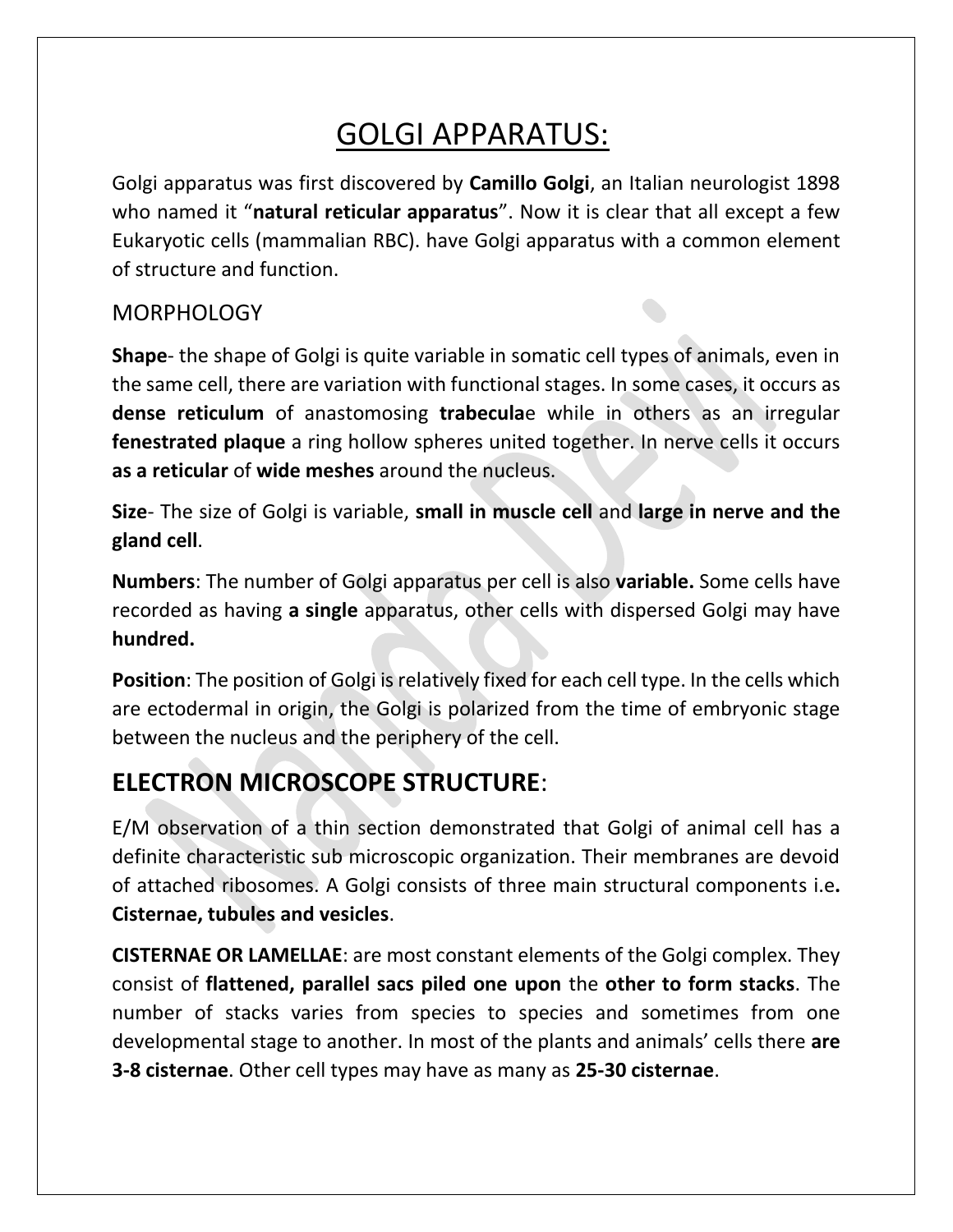# GOLGI APPARATUS:

Golgi apparatus was first discovered by **Camillo Golgi**, an Italian neurologist 1898 who named it "**natural reticular apparatus**". Now it is clear that all except a few Eukaryotic cells (mammalian RBC). have Golgi apparatus with a common element of structure and function.

## MORPHOLOGY

**Shape**- the shape of Golgi is quite variable in somatic cell types of animals, even in the same cell, there are variation with functional stages. In some cases, it occurs as **dense reticulum** of anastomosing **trabecula**e while in others as an irregular **fenestrated plaque** a ring hollow spheres united together. In nerve cells it occurs **as a reticular** of **wide meshes** around the nucleus.

**Size**- The size of Golgi is variable, **small in muscle cell** and **large in nerve and the gland cell**.

**Numbers**: The number of Golgi apparatus per cell is also **variable.** Some cells have recorded as having **a single** apparatus, other cells with dispersed Golgi may have **hundred.**

**Position**: The position of Golgi is relatively fixed for each cell type. In the cells which are ectodermal in origin, the Golgi is polarized from the time of embryonic stage between the nucleus and the periphery of the cell.

## ELECTRON MICROSCOPE STRUCTURE:

E/M observation of a thin section demonstrated that Golgi of animal cell has a definite characteristic sub microscopic organization. Their membranes are devoid of attached ribosomes. A Golgi consists of three main structural components i.e**. Cisternae, tubules and vesicles**.

**CISTERNAE OR LAMELLAE**: are most constant elements of the Golgi complex. They consist of **flattened, parallel sacs piled one upon** the **other to form stacks**. The number of stacks varies from species to species and sometimes from one developmental stage to another. In most of the plants and animals' cells there **are 3-8 cisternae**. Other cell types may have as many as **25-30 cisternae**.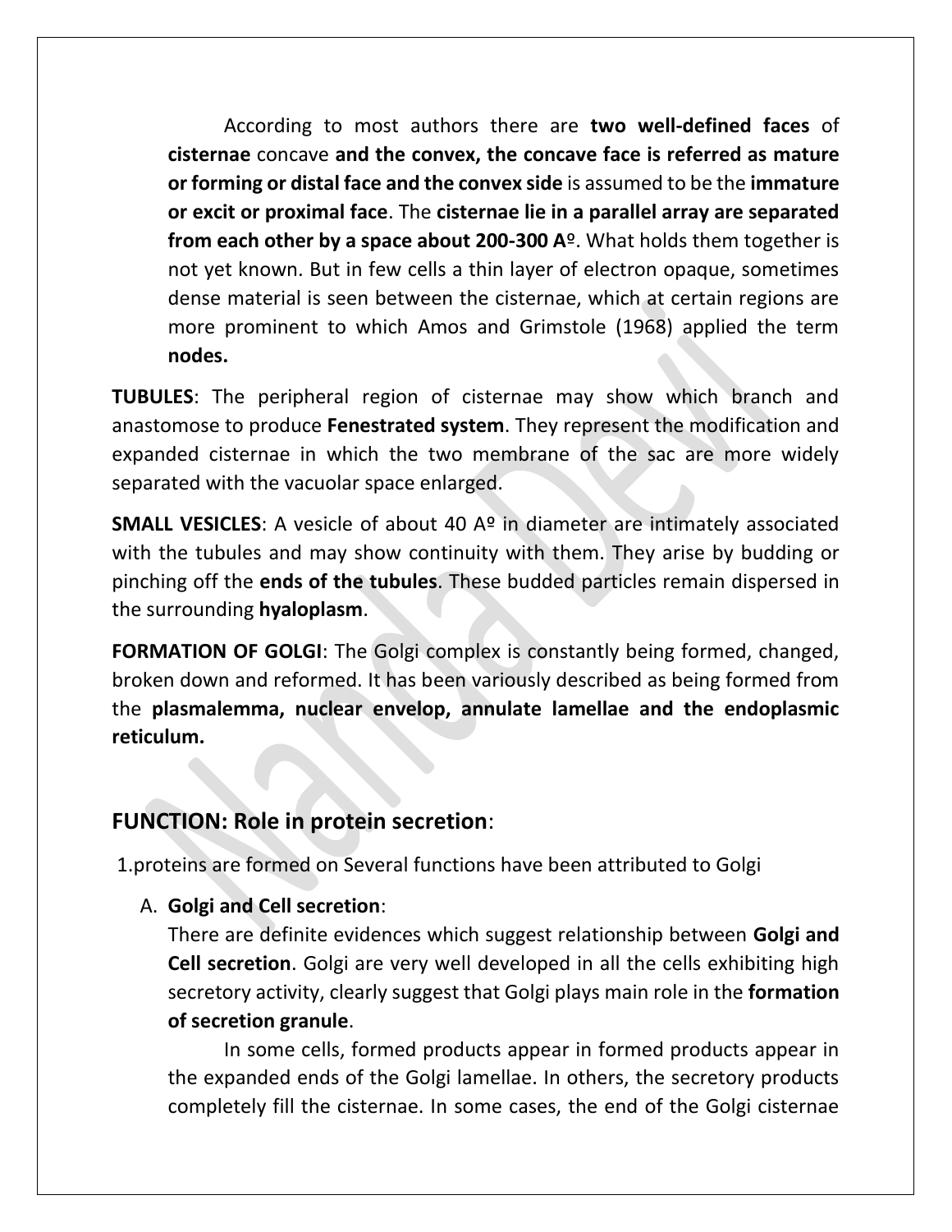According to most authors there are **two well-defined faces** of **cisternae** concave **and the convex, the concave face is referred as mature or forming or distal face and the convex side** is assumed to be the **immature or excit or proximal face**. The **cisternae lie in a parallel array are separated from each other by a space about 200-300 Aº**. What holds them together is not yet known. But in few cells a thin layer of electron opaque, sometimes dense material is seen between the cisternae, which at certain regions are more prominent to which Amos and Grimstole (1968) applied the term **nodes.**

**TUBULES**: The peripheral region of cisternae may show which branch and anastomose to produce **Fenestrated system**. They represent the modification and expanded cisternae in which the two membrane of the sac are more widely separated with the vacuolar space enlarged.

**SMALL VESICLES**: A vesicle of about 40 Aº in diameter are intimately associated with the tubules and may show continuity with them. They arise by budding or pinching off the **ends of the tubules**. These budded particles remain dispersed in the surrounding **hyaloplasm**.

**FORMATION OF GOLGI**: The Golgi complex is constantly being formed, changed, broken down and reformed. It has been variously described as being formed from the **plasmalemma, nuclear envelop, annulate lamellae and the endoplasmic reticulum.**

## FUNCTION: Role in protein secretion:

1.proteins are formed on Several functions have been attributed to Golgi

A. **Golgi and Cell secretion**:
   There are definite evidences which suggest relationship between **Golgi and Cell secretion**. Golgi are very well developed in all the cells exhibiting high secretory activity, clearly suggest that Golgi plays main role in the **formation of secretion granule**.

   In some cells, formed products appear in formed products appear in the expanded ends of the Golgi lamellae. In others, the secretory products completely fill the cisternae. In some cases, the end of the Golgi cisternae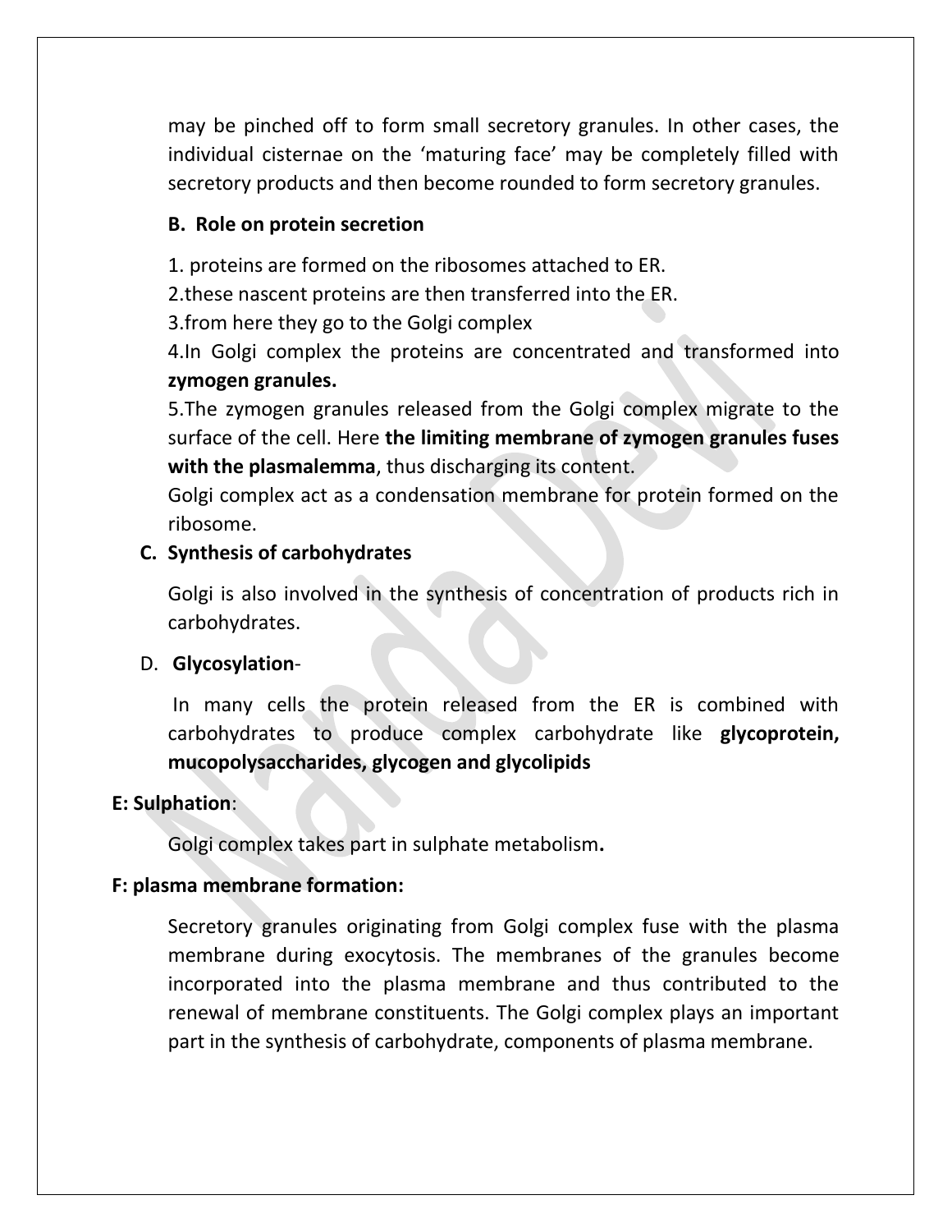may be pinched off to form small secretory granules. In other cases, the individual cisternae on the 'maturing face' may be completely filled with secretory products and then become rounded to form secretory granules.

**B. Role on protein secretion**

1. proteins are formed on the ribosomes attached to ER.
2. these nascent proteins are then transferred into the ER.
3. from here they go to the Golgi complex
4. In Golgi complex the proteins are concentrated and transformed into **zymogen granules.**
5. The zymogen granules released from the Golgi complex migrate to the surface of the cell. Here **the limiting membrane of zymogen granules fuses with the plasmalemma**, thus discharging its content.

Golgi complex act as a condensation membrane for protein formed on the ribosome.

**C. Synthesis of carbohydrates**

Golgi is also involved in the synthesis of concentration of products rich in carbohydrates.

D. **Glycosylation**-

In many cells the protein released from the ER is combined with carbohydrates to produce complex carbohydrate like **glycoprotein, mucopolysaccharides, glycogen and glycolipids**

**E: Sulphation**:

Golgi complex takes part in sulphate metabolism**.**

**F: plasma membrane formation:**

Secretory granules originating from Golgi complex fuse with the plasma membrane during exocytosis. The membranes of the granules become incorporated into the plasma membrane and thus contributed to the renewal of membrane constituents. The Golgi complex plays an important part in the synthesis of carbohydrate, components of plasma membrane.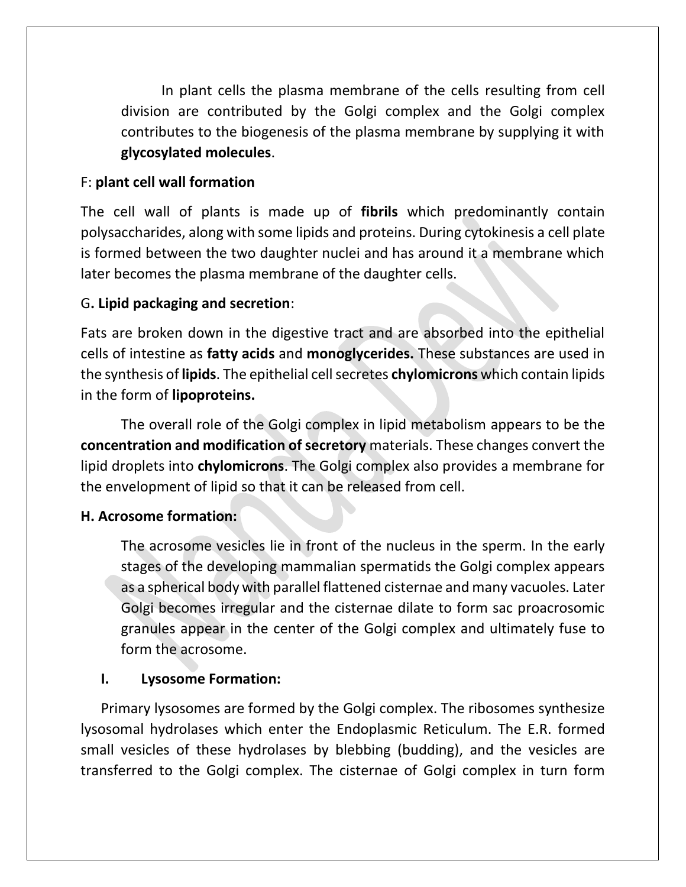In plant cells the plasma membrane of the cells resulting from cell division are contributed by the Golgi complex and the Golgi complex contributes to the biogenesis of the plasma membrane by supplying it with **glycosylated molecules**.

F: **plant cell wall formation**

The cell wall of plants is made up of **fibrils** which predominantly contain polysaccharides, along with some lipids and proteins. During cytokinesis a cell plate is formed between the two daughter nuclei and has around it a membrane which later becomes the plasma membrane of the daughter cells.

G**. Lipid packaging and secretion**:

Fats are broken down in the digestive tract and are absorbed into the epithelial cells of intestine as **fatty acids** and **monoglycerides.** These substances are used in the synthesis of **lipids**. The epithelial cell secretes **chylomicrons** which contain lipids in the form of **lipoproteins.**

The overall role of the Golgi complex in lipid metabolism appears to be the **concentration and modification of secretory** materials. These changes convert the lipid droplets into **chylomicrons**. The Golgi complex also provides a membrane for the envelopment of lipid so that it can be released from cell.

**H. Acrosome formation:**

The acrosome vesicles lie in front of the nucleus in the sperm. In the early stages of the developing mammalian spermatids the Golgi complex appears as a spherical body with parallel flattened cisternae and many vacuoles. Later Golgi becomes irregular and the cisternae dilate to form sac proacrosomic granules appear in the center of the Golgi complex and ultimately fuse to form the acrosome.

**I. Lysosome Formation:**

Primary lysosomes are formed by the Golgi complex. The ribosomes synthesize lysosomal hydrolases which enter the Endoplasmic Reticulum. The E.R. formed small vesicles of these hydrolases by blebbing (budding), and the vesicles are transferred to the Golgi complex. The cisternae of Golgi complex in turn form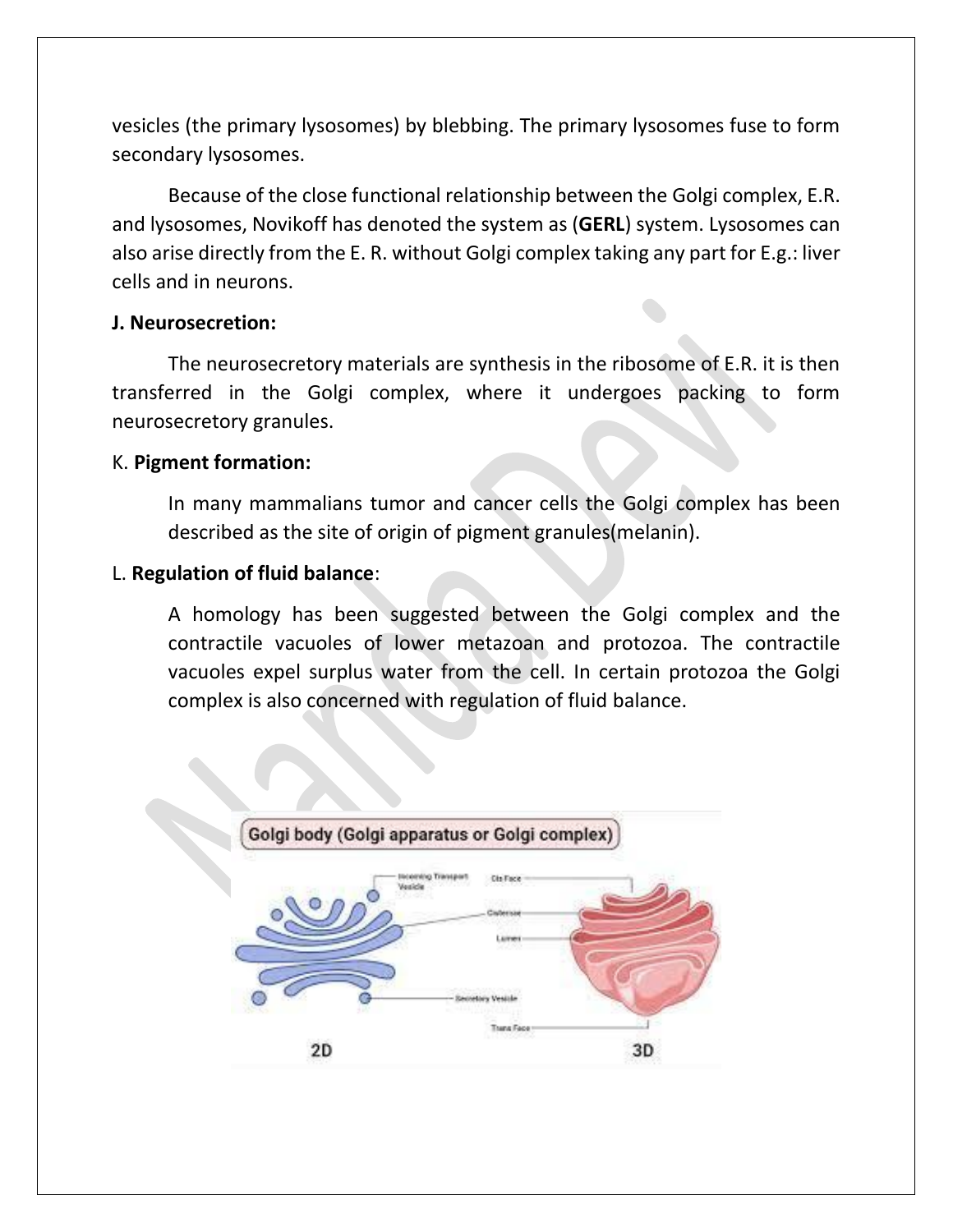vesicles (the primary lysosomes) by blebbing. The primary lysosomes fuse to form secondary lysosomes.

Because of the close functional relationship between the Golgi complex, E.R. and lysosomes, Novikoff has denoted the system as (**GERL**) system. Lysosomes can also arise directly from the E. R. without Golgi complex taking any part for E.g.: liver cells and in neurons.

**J. Neurosecretion:**

The neurosecretory materials are synthesis in the ribosome of E.R. it is then transferred in the Golgi complex, where it undergoes packing to form neurosecretory granules.

K. **Pigment formation:**

In many mammalians tumor and cancer cells the Golgi complex has been described as the site of origin of pigment granules(melanin).

L. **Regulation of fluid balance**:

A homology has been suggested between the Golgi complex and the contractile vacuoles of lower metazoan and protozoa. The contractile vacuoles expel surplus water from the cell. In certain protozoa the Golgi complex is also concerned with regulation of fluid balance.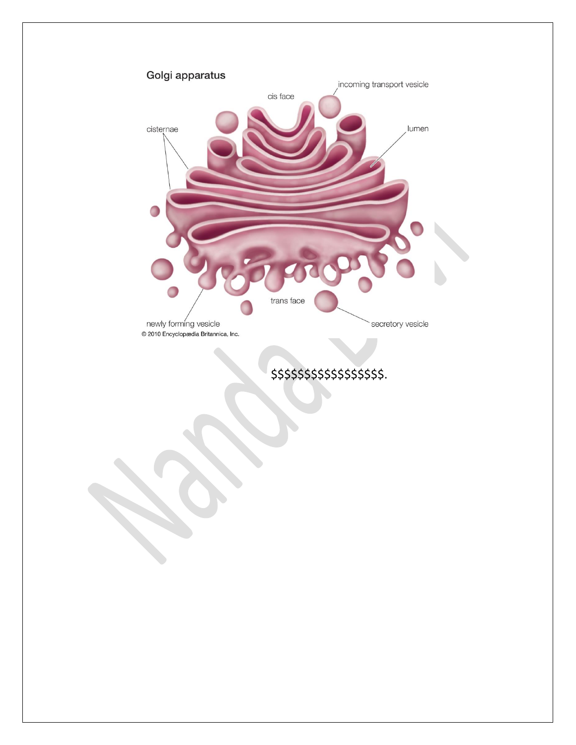Golgi apparatus

cis face

incoming transport vesicle

cisternae

lumen

trans face

newly forming vesicle

secretory vesicle

© 2010 Encyclopædia Britannica, Inc.

$$$$$$$$$$$$$$$$$.